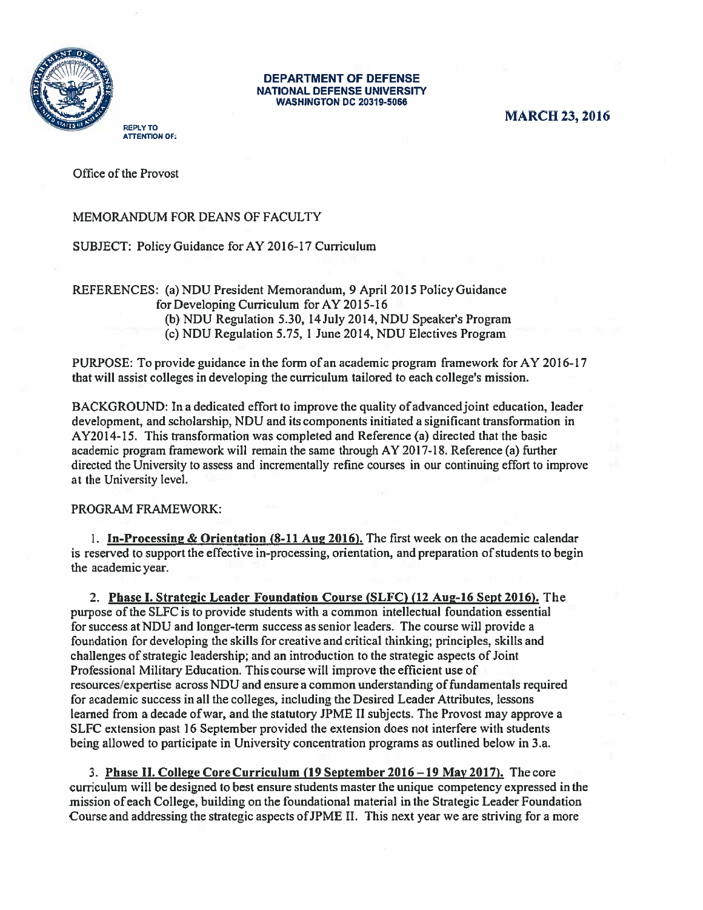**DEPARTMENT OF DEFENSE**
**NATIONAL DEFENSE UNIVERSITY**
**WASHINGTON DC 20319-5066**

**MARCH 23, 2016**

REPLY TO ATTENTION OF:

Office of the Provost

MEMORANDUM FOR DEANS OF FACULTY

SUBJECT: Policy Guidance for AY 2016-17 Curriculum

REFERENCES: (a) NDU President Memorandum, 9 April 2015 Policy Guidance for Developing Curriculum for AY 2015-16
(b) NDU Regulation 5.30, 14 July 2014, NDU Speaker's Program
(c) NDU Regulation 5.75, 1 June 2014, NDU Electives Program

PURPOSE: To provide guidance in the form of an academic program framework for AY 2016-17 that will assist colleges in developing the curriculum tailored to each college's mission.

BACKGROUND: In a dedicated effort to improve the quality of advanced joint education, leader development, and scholarship, NDU and its components initiated a significant transformation in AY2014-15. This transformation was completed and Reference (a) directed that the basic academic program framework will remain the same through AY 2017-18. Reference (a) further directed the University to assess and incrementally refine courses in our continuing effort to improve at the University level.

PROGRAM FRAMEWORK:

1. **In-Processing & Orientation (8-11 Aug 2016).** The first week on the academic calendar is reserved to support the effective in-processing, orientation, and preparation of students to begin the academic year.

2. **Phase I. Strategic Leader Foundation Course (SLFC) (12 Aug-16 Sept 2016).** The purpose of the SLFC is to provide students with a common intellectual foundation essential for success at NDU and longer-term success as senior leaders. The course will provide a foundation for developing the skills for creative and critical thinking; principles, skills and challenges of strategic leadership; and an introduction to the strategic aspects of Joint Professional Military Education. This course will improve the efficient use of resources/expertise across NDU and ensure a common understanding of fundamentals required for academic success in all the colleges, including the Desired Leader Attributes, lessons learned from a decade of war, and the statutory JPME II subjects. The Provost may approve a SLFC extension past 16 September provided the extension does not interfere with students being allowed to participate in University concentration programs as outlined below in 3.a.

3. **Phase II. College Core Curriculum (19 September 2016 – 19 May 2017).** The core curriculum will be designed to best ensure students master the unique competency expressed in the mission of each College, building on the foundational material in the Strategic Leader Foundation Course and addressing the strategic aspects of JPME II. This next year we are striving for a more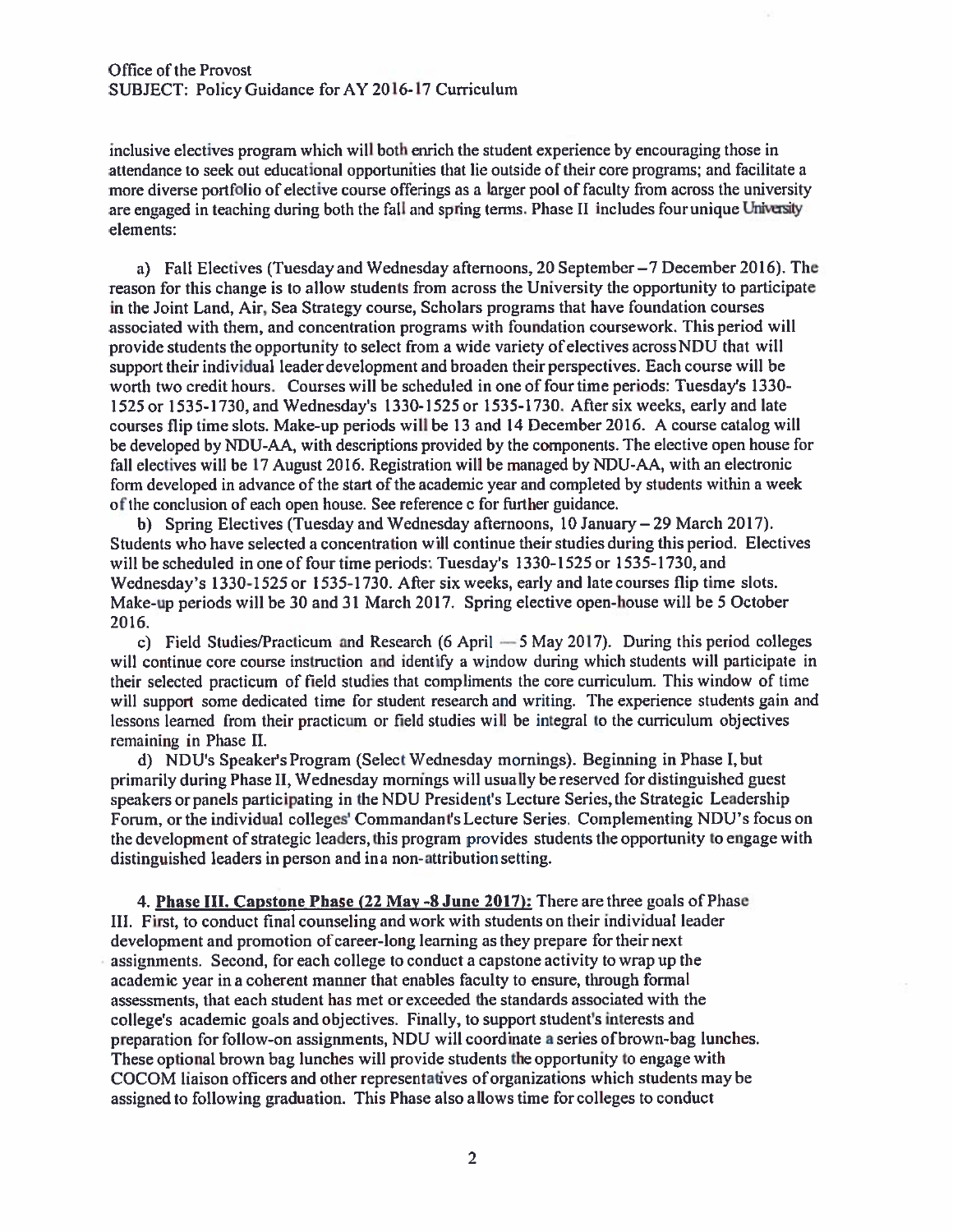inclusive electives program which will both enrich the student experience by encouraging those in attendance to seek out educational opportunities that lie outside of their core programs; and facilitate a more diverse portfolio of elective course offerings as a larger pool of faculty from across the university are engaged in teaching during both the fall and spring terms. Phase II includes four unique University elements:

a) Fall Electives (Tuesday and Wednesday afternoons, 20 September – 7 December 2016). The reason for this change is to allow students from across the University the opportunity to participate in the Joint Land, Air, Sea Strategy course, Scholars programs that have foundation courses associated with them, and concentration programs with foundation coursework. This period will provide students the opportunity to select from a wide variety of electives across NDU that will support their individual leader development and broaden their perspectives. Each course will be worth two credit hours. Courses will be scheduled in one of four time periods: Tuesday's 1330-1525 or 1535-1730, and Wednesday's 1330-1525 or 1535-1730. After six weeks, early and late courses flip time slots. Make-up periods will be 13 and 14 December 2016. A course catalog will be developed by NDU-AA, with descriptions provided by the components. The elective open house for fall electives will be 17 August 2016. Registration will be managed by NDU-AA, with an electronic form developed in advance of the start of the academic year and completed by students within a week of the conclusion of each open house. See reference c for further guidance.

b) Spring Electives (Tuesday and Wednesday afternoons, 10 January – 29 March 2017). Students who have selected a concentration will continue their studies during this period. Electives will be scheduled in one of four time periods: Tuesday's 1330-1525 or 1535-1730, and Wednesday's 1330-1525 or 1535-1730. After six weeks, early and late courses flip time slots. Make-up periods will be 30 and 31 March 2017. Spring elective open-house will be 5 October 2016.

c) Field Studies/Practicum and Research (6 April — 5 May 2017). During this period colleges will continue core course instruction and identify a window during which students will participate in their selected practicum of field studies that compliments the core curriculum. This window of time will support some dedicated time for student research and writing. The experience students gain and lessons learned from their practicum or field studies will be integral to the curriculum objectives remaining in Phase II.

d) NDU's Speaker's Program (Select Wednesday mornings). Beginning in Phase I, but primarily during Phase II, Wednesday mornings will usually be reserved for distinguished guest speakers or panels participating in the NDU President's Lecture Series, the Strategic Leadership Forum, or the individual colleges' Commandant's Lecture Series. Complementing NDU's focus on the development of strategic leaders, this program provides students the opportunity to engage with distinguished leaders in person and in a non-attribution setting.

4. **Phase III. Capstone Phase (22 May -8 June 2017):** There are three goals of Phase III. First, to conduct final counseling and work with students on their individual leader development and promotion of career-long learning as they prepare for their next assignments. Second, for each college to conduct a capstone activity to wrap up the academic year in a coherent manner that enables faculty to ensure, through formal assessments, that each student has met or exceeded the standards associated with the college's academic goals and objectives. Finally, to support student's interests and preparation for follow-on assignments, NDU will coordinate a series of brown-bag lunches. These optional brown bag lunches will provide students the opportunity to engage with COCOM liaison officers and other representatives of organizations which students may be assigned to following graduation. This Phase also allows time for colleges to conduct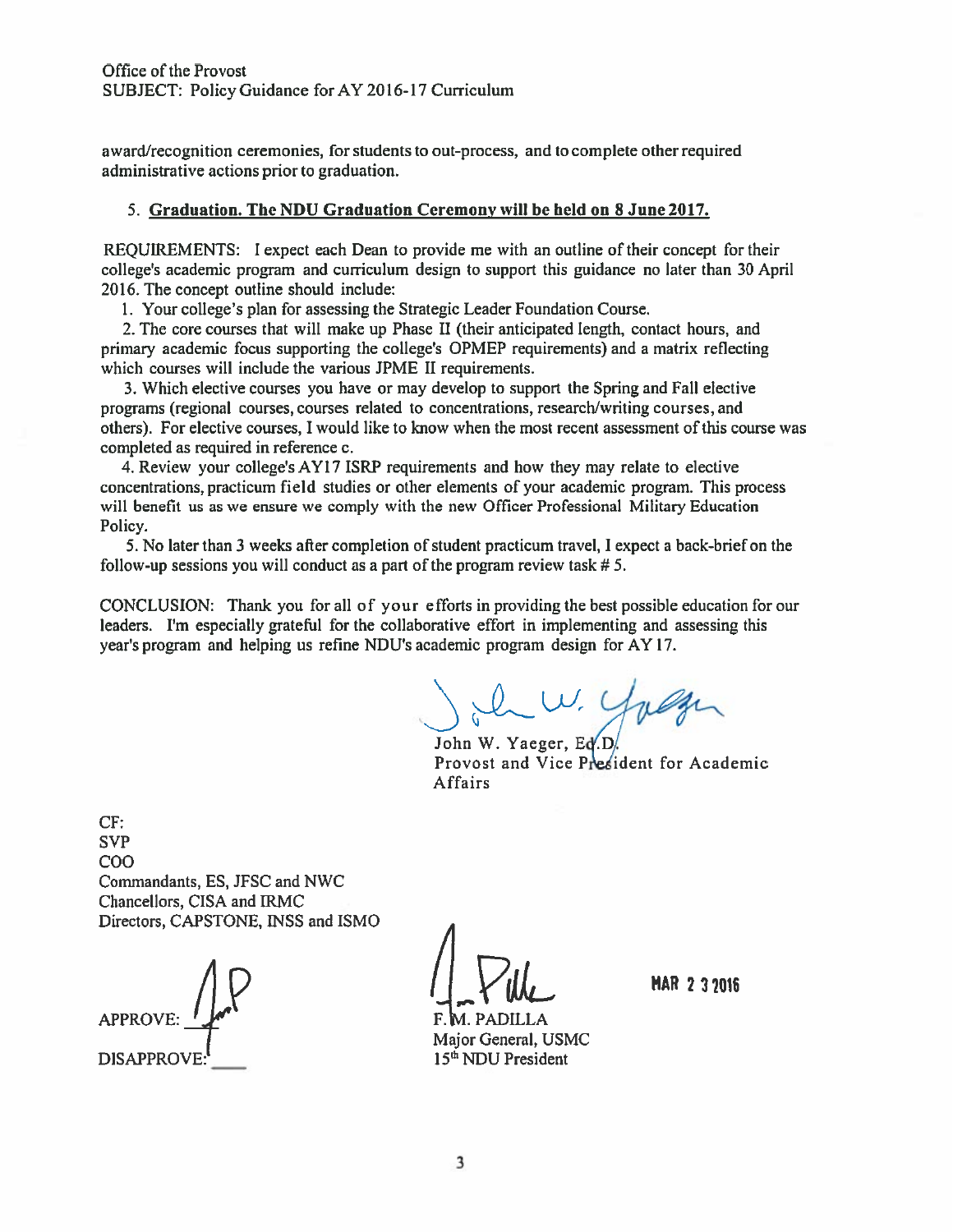Office of the Provost
SUBJECT: Policy Guidance for AY 2016-17 Curriculum

award/recognition ceremonies, for students to out-process, and to complete other required administrative actions prior to graduation.

5. **Graduation. The NDU Graduation Ceremony will be held on 8 June 2017.**

REQUIREMENTS: I expect each Dean to provide me with an outline of their concept for their college's academic program and curriculum design to support this guidance no later than 30 April 2016. The concept outline should include:

1. Your college's plan for assessing the Strategic Leader Foundation Course.
2. The core courses that will make up Phase II (their anticipated length, contact hours, and primary academic focus supporting the college's OPMEP requirements) and a matrix reflecting which courses will include the various JPME II requirements.
3. Which elective courses you have or may develop to support the Spring and Fall elective programs (regional courses, courses related to concentrations, research/writing courses, and others). For elective courses, I would like to know when the most recent assessment of this course was completed as required in reference c.
4. Review your college's AY17 ISRP requirements and how they may relate to elective concentrations, practicum field studies or other elements of your academic program. This process will benefit us as we ensure we comply with the new Officer Professional Military Education Policy.
5. No later than 3 weeks after completion of student practicum travel, I expect a back-brief on the follow-up sessions you will conduct as a part of the program review task # 5.

CONCLUSION: Thank you for all of your efforts in providing the best possible education for our leaders. I'm especially grateful for the collaborative effort in implementing and assessing this year's program and helping us refine NDU's academic program design for AY17.

John W. Yaeger, Ed.D.
Provost and Vice President for Academic Affairs

CF:
SVP
COO
Commandants, ES, JFSC and NWC
Chancellors, CISA and IRMC
Directors, CAPSTONE, INSS and ISMO

APPROVE: ____

DISAPPROVE: ____

F. M. PADILLA
Major General, USMC
15th NDU President

MAR 23 2016